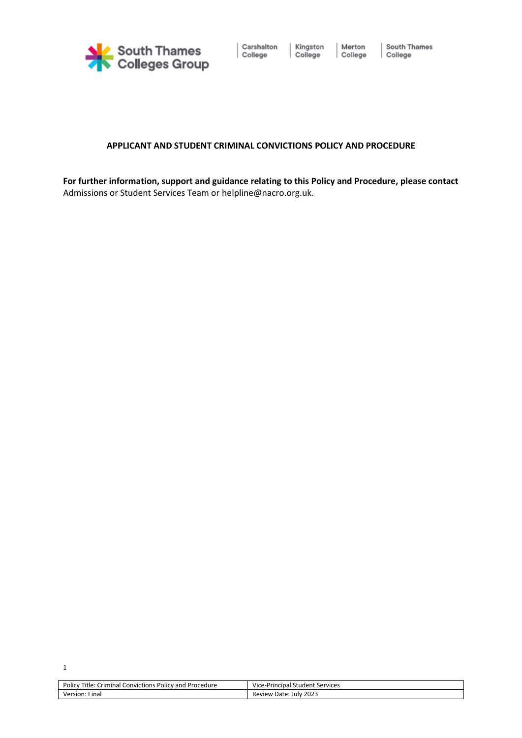# APPLICANT AND STUDENT CRIMINAL CONVICTIONS POLICY AND PROCEDURE

**For further information, support and guidance relating to this Policy and Procedure, please contact** Admissions or Student Services Team or helpline@nacro.org.uk.

| Policy Title: Criminal Convictions Policy and Procedure | Vice-Principal Student Services |
|---|---|
| Version: Final | Review Date: July 2023 |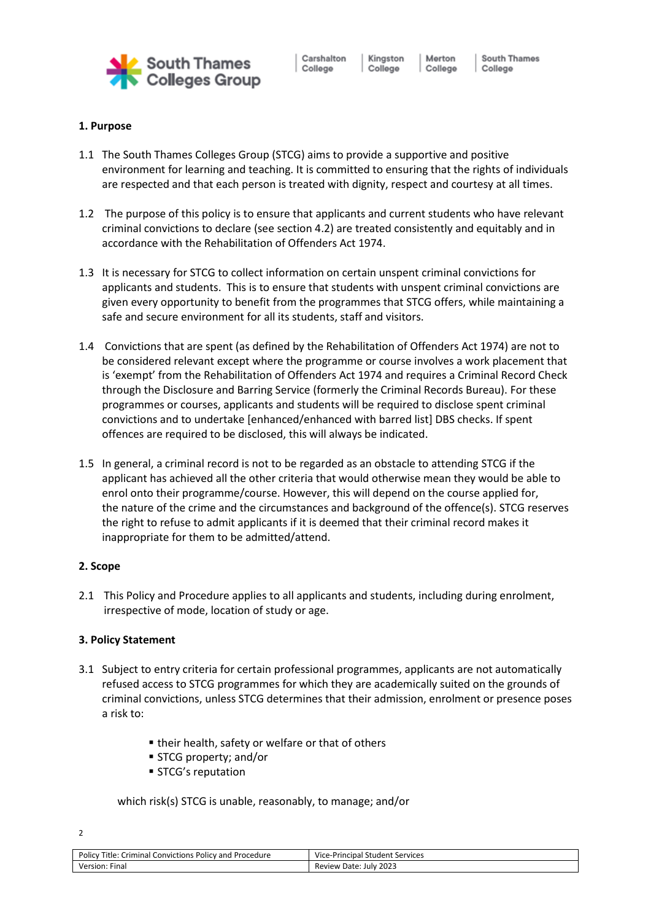## 1. Purpose

1.1 The South Thames Colleges Group (STCG) aims to provide a supportive and positive environment for learning and teaching. It is committed to ensuring that the rights of individuals are respected and that each person is treated with dignity, respect and courtesy at all times.

1.2 The purpose of this policy is to ensure that applicants and current students who have relevant criminal convictions to declare (see section 4.2) are treated consistently and equitably and in accordance with the Rehabilitation of Offenders Act 1974.

1.3 It is necessary for STCG to collect information on certain unspent criminal convictions for applicants and students. This is to ensure that students with unspent criminal convictions are given every opportunity to benefit from the programmes that STCG offers, while maintaining a safe and secure environment for all its students, staff and visitors.

1.4 Convictions that are spent (as defined by the Rehabilitation of Offenders Act 1974) are not to be considered relevant except where the programme or course involves a work placement that is 'exempt' from the Rehabilitation of Offenders Act 1974 and requires a Criminal Record Check through the Disclosure and Barring Service (formerly the Criminal Records Bureau). For these programmes or courses, applicants and students will be required to disclose spent criminal convictions and to undertake [enhanced/enhanced with barred list] DBS checks. If spent offences are required to be disclosed, this will always be indicated.

1.5 In general, a criminal record is not to be regarded as an obstacle to attending STCG if the applicant has achieved all the other criteria that would otherwise mean they would be able to enrol onto their programme/course. However, this will depend on the course applied for, the nature of the crime and the circumstances and background of the offence(s). STCG reserves the right to refuse to admit applicants if it is deemed that their criminal record makes it inappropriate for them to be admitted/attend.

## 2. Scope

2.1 This Policy and Procedure applies to all applicants and students, including during enrolment, irrespective of mode, location of study or age.

## 3. Policy Statement

3.1 Subject to entry criteria for certain professional programmes, applicants are not automatically refused access to STCG programmes for which they are academically suited on the grounds of criminal convictions, unless STCG determines that their admission, enrolment or presence poses a risk to:

- their health, safety or welfare or that of others
- STCG property; and/or
- STCG's reputation

which risk(s) STCG is unable, reasonably, to manage; and/or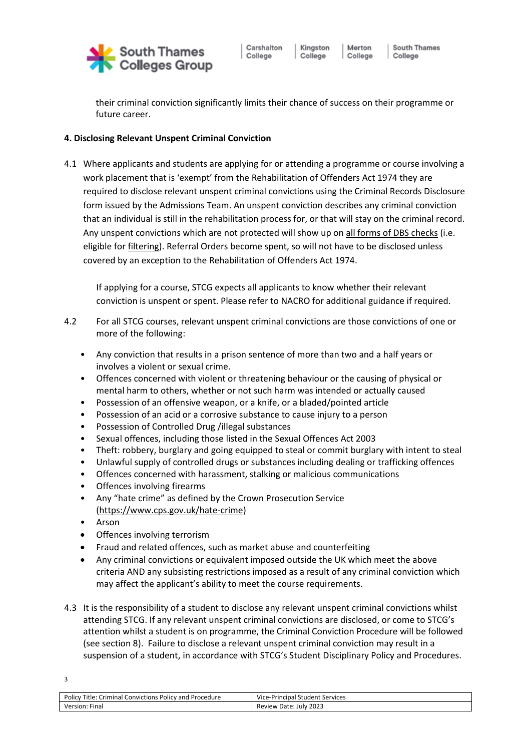their criminal conviction significantly limits their chance of success on their programme or future career.

**4. Disclosing Relevant Unspent Criminal Conviction**

4.1 Where applicants and students are applying for or attending a programme or course involving a work placement that is 'exempt' from the Rehabilitation of Offenders Act 1974 they are required to disclose relevant unspent criminal convictions using the Criminal Records Disclosure form issued by the Admissions Team. An unspent conviction describes any criminal conviction that an individual is still in the rehabilitation process for, or that will stay on the criminal record. Any unspent convictions which are not protected will show up on all forms of DBS checks (i.e. eligible for filtering). Referral Orders become spent, so will not have to be disclosed unless covered by an exception to the Rehabilitation of Offenders Act 1974.

If applying for a course, STCG expects all applicants to know whether their relevant conviction is unspent or spent. Please refer to NACRO for additional guidance if required.

4.2 For all STCG courses, relevant unspent criminal convictions are those convictions of one or more of the following:

- Any conviction that results in a prison sentence of more than two and a half years or involves a violent or sexual crime.
- Offences concerned with violent or threatening behaviour or the causing of physical or mental harm to others, whether or not such harm was intended or actually caused
- Possession of an offensive weapon, or a knife, or a bladed/pointed article
- Possession of an acid or a corrosive substance to cause injury to a person
- Possession of Controlled Drug /illegal substances
- Sexual offences, including those listed in the Sexual Offences Act 2003
- Theft: robbery, burglary and going equipped to steal or commit burglary with intent to steal
- Unlawful supply of controlled drugs or substances including dealing or trafficking offences
- Offences concerned with harassment, stalking or malicious communications
- Offences involving firearms
- Any "hate crime" as defined by the Crown Prosecution Service (https://www.cps.gov.uk/hate-crime)
- Arson
- Offences involving terrorism
- Fraud and related offences, such as market abuse and counterfeiting
- Any criminal convictions or equivalent imposed outside the UK which meet the above criteria AND any subsisting restrictions imposed as a result of any criminal conviction which may affect the applicant's ability to meet the course requirements.

4.3 It is the responsibility of a student to disclose any relevant unspent criminal convictions whilst attending STCG. If any relevant unspent criminal convictions are disclosed, or come to STCG's attention whilst a student is on programme, the Criminal Conviction Procedure will be followed (see section 8). Failure to disclose a relevant unspent criminal conviction may result in a suspension of a student, in accordance with STCG's Student Disciplinary Policy and Procedures.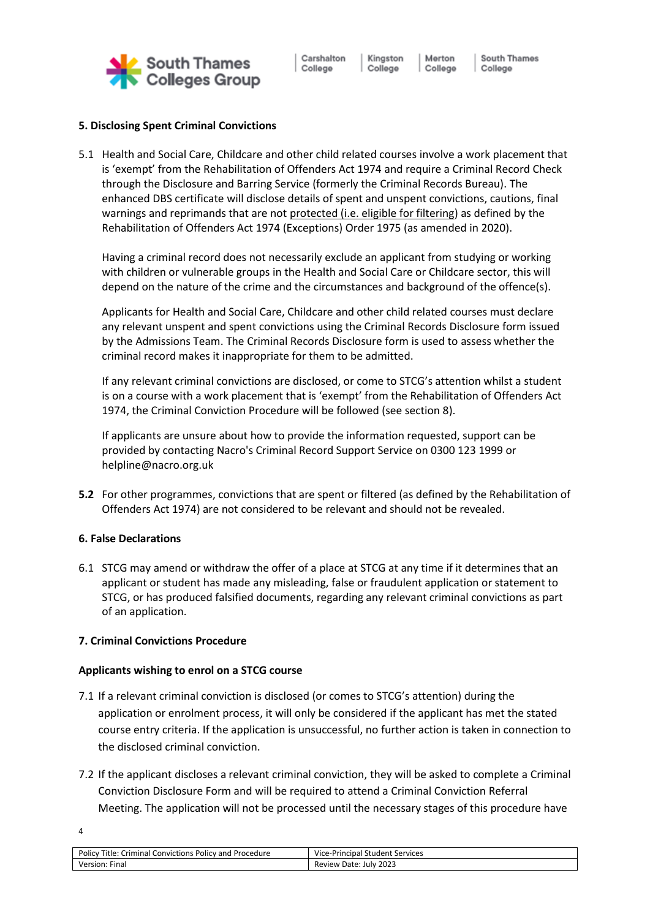## 5. Disclosing Spent Criminal Convictions

5.1 Health and Social Care, Childcare and other child related courses involve a work placement that is 'exempt' from the Rehabilitation of Offenders Act 1974 and require a Criminal Record Check through the Disclosure and Barring Service (formerly the Criminal Records Bureau). The enhanced DBS certificate will disclose details of spent and unspent convictions, cautions, final warnings and reprimands that are not protected (i.e. eligible for filtering) as defined by the Rehabilitation of Offenders Act 1974 (Exceptions) Order 1975 (as amended in 2020).

Having a criminal record does not necessarily exclude an applicant from studying or working with children or vulnerable groups in the Health and Social Care or Childcare sector, this will depend on the nature of the crime and the circumstances and background of the offence(s).

Applicants for Health and Social Care, Childcare and other child related courses must declare any relevant unspent and spent convictions using the Criminal Records Disclosure form issued by the Admissions Team. The Criminal Records Disclosure form is used to assess whether the criminal record makes it inappropriate for them to be admitted.

If any relevant criminal convictions are disclosed, or come to STCG's attention whilst a student is on a course with a work placement that is 'exempt' from the Rehabilitation of Offenders Act 1974, the Criminal Conviction Procedure will be followed (see section 8).

If applicants are unsure about how to provide the information requested, support can be provided by contacting Nacro's Criminal Record Support Service on 0300 123 1999 or helpline@nacro.org.uk

**5.2** For other programmes, convictions that are spent or filtered (as defined by the Rehabilitation of Offenders Act 1974) are not considered to be relevant and should not be revealed.

## 6. False Declarations

6.1 STCG may amend or withdraw the offer of a place at STCG at any time if it determines that an applicant or student has made any misleading, false or fraudulent application or statement to STCG, or has produced falsified documents, regarding any relevant criminal convictions as part of an application.

## 7. Criminal Convictions Procedure

**Applicants wishing to enrol on a STCG course**

7.1 If a relevant criminal conviction is disclosed (or comes to STCG's attention) during the application or enrolment process, it will only be considered if the applicant has met the stated course entry criteria. If the application is unsuccessful, no further action is taken in connection to the disclosed criminal conviction.

7.2 If the applicant discloses a relevant criminal conviction, they will be asked to complete a Criminal Conviction Disclosure Form and will be required to attend a Criminal Conviction Referral Meeting. The application will not be processed until the necessary stages of this procedure have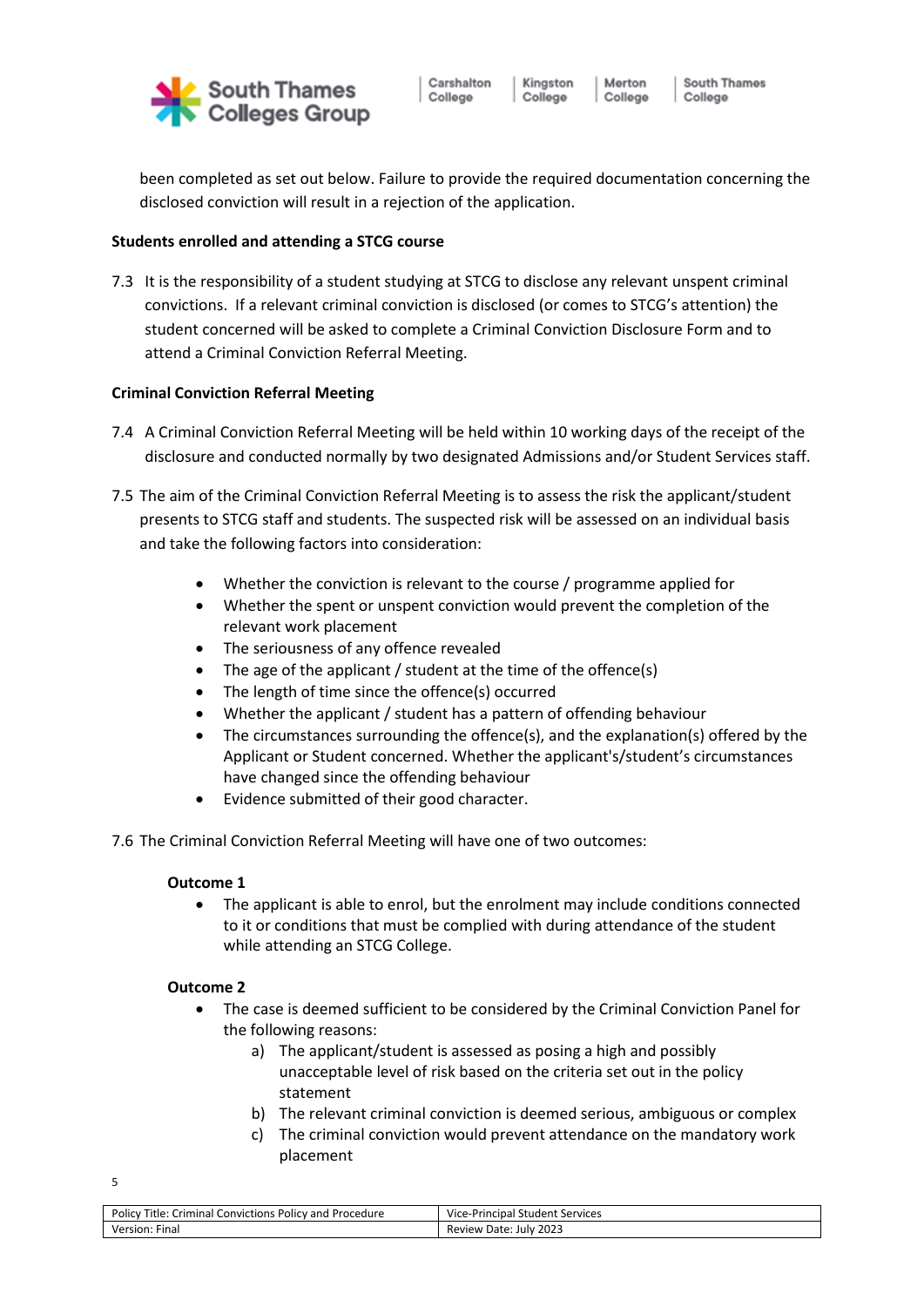been completed as set out below. Failure to provide the required documentation concerning the disclosed conviction will result in a rejection of the application.

**Students enrolled and attending a STCG course**

7.3 It is the responsibility of a student studying at STCG to disclose any relevant unspent criminal convictions. If a relevant criminal conviction is disclosed (or comes to STCG's attention) the student concerned will be asked to complete a Criminal Conviction Disclosure Form and to attend a Criminal Conviction Referral Meeting.

**Criminal Conviction Referral Meeting**

7.4 A Criminal Conviction Referral Meeting will be held within 10 working days of the receipt of the disclosure and conducted normally by two designated Admissions and/or Student Services staff.

7.5 The aim of the Criminal Conviction Referral Meeting is to assess the risk the applicant/student presents to STCG staff and students. The suspected risk will be assessed on an individual basis and take the following factors into consideration:

- Whether the conviction is relevant to the course / programme applied for
- Whether the spent or unspent conviction would prevent the completion of the relevant work placement
- The seriousness of any offence revealed
- The age of the applicant / student at the time of the offence(s)
- The length of time since the offence(s) occurred
- Whether the applicant / student has a pattern of offending behaviour
- The circumstances surrounding the offence(s), and the explanation(s) offered by the Applicant or Student concerned. Whether the applicant's/student's circumstances have changed since the offending behaviour
- Evidence submitted of their good character.

7.6 The Criminal Conviction Referral Meeting will have one of two outcomes:

**Outcome 1**

- The applicant is able to enrol, but the enrolment may include conditions connected to it or conditions that must be complied with during attendance of the student while attending an STCG College.

**Outcome 2**

- The case is deemed sufficient to be considered by the Criminal Conviction Panel for the following reasons:
    a) The applicant/student is assessed as posing a high and possibly unacceptable level of risk based on the criteria set out in the policy statement
    b) The relevant criminal conviction is deemed serious, ambiguous or complex
    c) The criminal conviction would prevent attendance on the mandatory work placement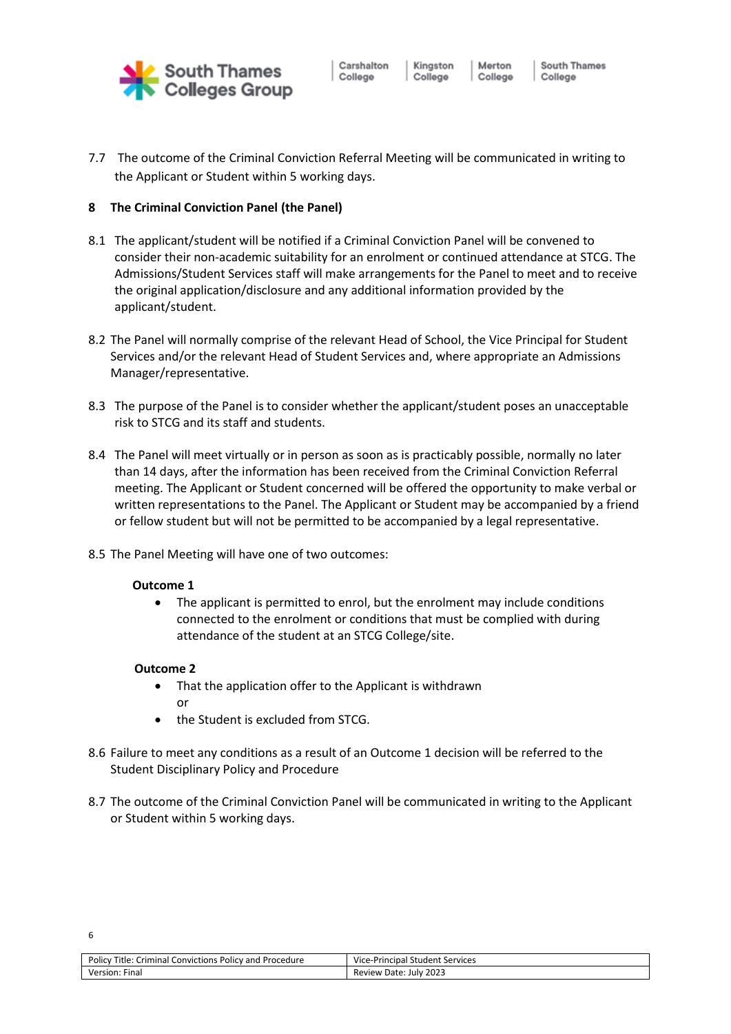7.7 The outcome of the Criminal Conviction Referral Meeting will be communicated in writing to the Applicant or Student within 5 working days.

## 8 The Criminal Conviction Panel (the Panel)

8.1 The applicant/student will be notified if a Criminal Conviction Panel will be convened to consider their non-academic suitability for an enrolment or continued attendance at STCG. The Admissions/Student Services staff will make arrangements for the Panel to meet and to receive the original application/disclosure and any additional information provided by the applicant/student.

8.2 The Panel will normally comprise of the relevant Head of School, the Vice Principal for Student Services and/or the relevant Head of Student Services and, where appropriate an Admissions Manager/representative.

8.3 The purpose of the Panel is to consider whether the applicant/student poses an unacceptable risk to STCG and its staff and students.

8.4 The Panel will meet virtually or in person as soon as is practicably possible, normally no later than 14 days, after the information has been received from the Criminal Conviction Referral meeting. The Applicant or Student concerned will be offered the opportunity to make verbal or written representations to the Panel. The Applicant or Student may be accompanied by a friend or fellow student but will not be permitted to be accompanied by a legal representative.

8.5 The Panel Meeting will have one of two outcomes:

**Outcome 1**

- The applicant is permitted to enrol, but the enrolment may include conditions connected to the enrolment or conditions that must be complied with during attendance of the student at an STCG College/site.

**Outcome 2**

- That the application offer to the Applicant is withdrawn
  or
- the Student is excluded from STCG.

8.6 Failure to meet any conditions as a result of an Outcome 1 decision will be referred to the Student Disciplinary Policy and Procedure

8.7 The outcome of the Criminal Conviction Panel will be communicated in writing to the Applicant or Student within 5 working days.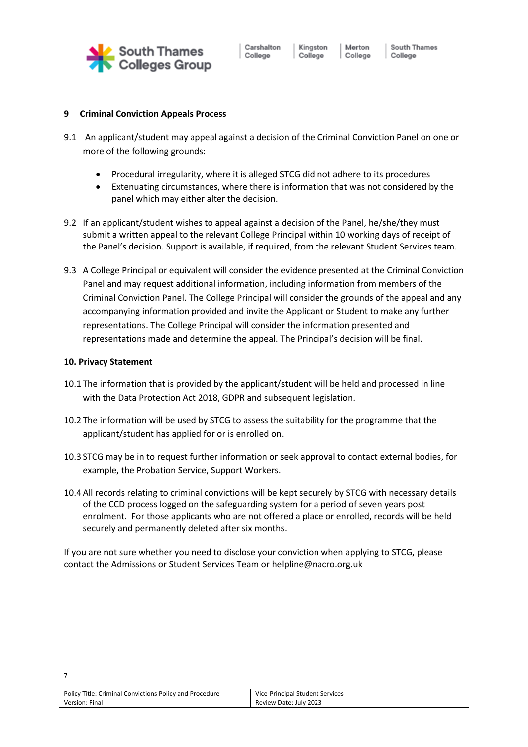## 9 Criminal Conviction Appeals Process

9.1 An applicant/student may appeal against a decision of the Criminal Conviction Panel on one or more of the following grounds:

- Procedural irregularity, where it is alleged STCG did not adhere to its procedures
- Extenuating circumstances, where there is information that was not considered by the panel which may either alter the decision.

9.2 If an applicant/student wishes to appeal against a decision of the Panel, he/she/they must submit a written appeal to the relevant College Principal within 10 working days of receipt of the Panel's decision. Support is available, if required, from the relevant Student Services team.

9.3 A College Principal or equivalent will consider the evidence presented at the Criminal Conviction Panel and may request additional information, including information from members of the Criminal Conviction Panel. The College Principal will consider the grounds of the appeal and any accompanying information provided and invite the Applicant or Student to make any further representations. The College Principal will consider the information presented and representations made and determine the appeal. The Principal's decision will be final.

## 10. Privacy Statement

10.1 The information that is provided by the applicant/student will be held and processed in line with the Data Protection Act 2018, GDPR and subsequent legislation.

10.2 The information will be used by STCG to assess the suitability for the programme that the applicant/student has applied for or is enrolled on.

10.3 STCG may be in to request further information or seek approval to contact external bodies, for example, the Probation Service, Support Workers.

10.4 All records relating to criminal convictions will be kept securely by STCG with necessary details of the CCD process logged on the safeguarding system for a period of seven years post enrolment. For those applicants who are not offered a place or enrolled, records will be held securely and permanently deleted after six months.

If you are not sure whether you need to disclose your conviction when applying to STCG, please contact the Admissions or Student Services Team or helpline@nacro.org.uk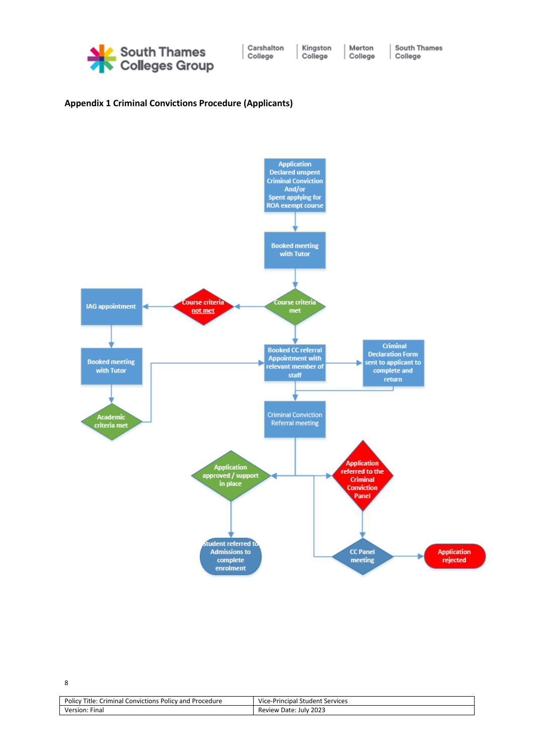## Appendix 1 Criminal Convictions Procedure (Applicants)

Application Declared unspent Criminal Conviction And/or Spent applying for ROA exempt course

Booked meeting with Tutor

Course criteria met

Course criteria not met

IAG appointment

Booked meeting with Tutor

Academic criteria met

Booked CC referral Appointment with relevant member of staff

Criminal Declaration Form sent to applicant to complete and return

Criminal Conviction Referral meeting

Application approved / support in place

Application referred to the Criminal Conviction Panel

Student referred to Admissions to complete enrolment

CC Panel meeting

Application rejected